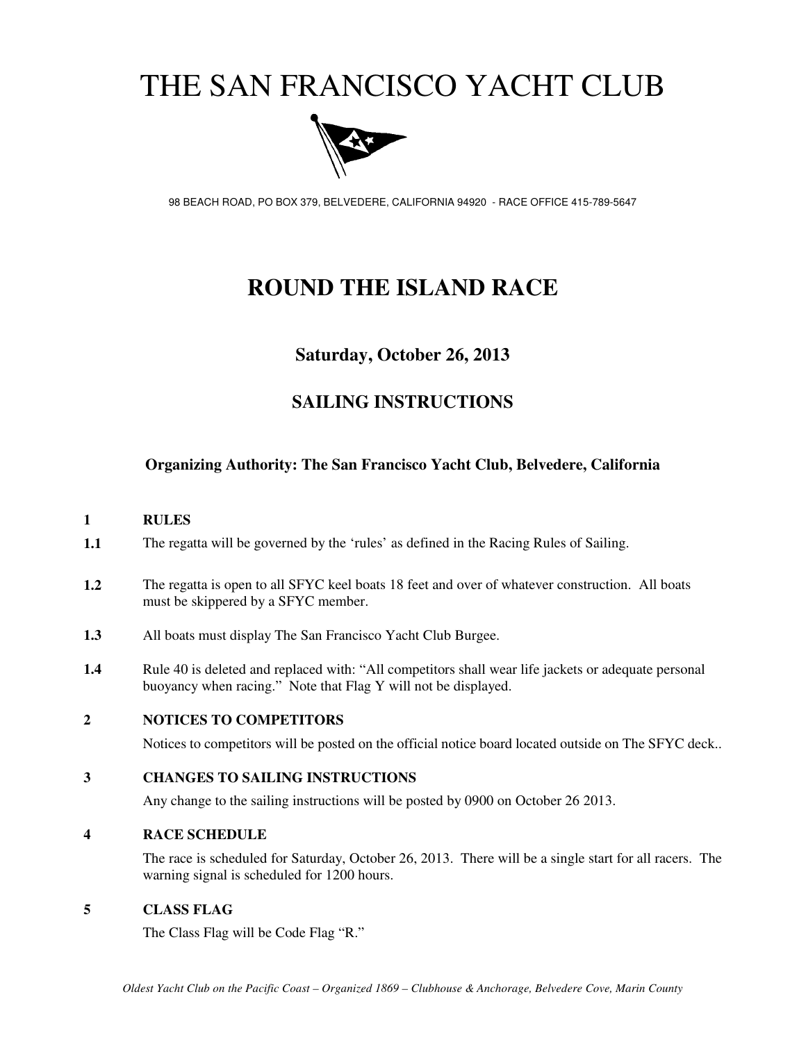# THE SAN FRANCISCO YACHT CLUB

98 BEACH ROAD, PO BOX 379, BELVEDERE, CALIFORNIA 94920 - RACE OFFICE 415-789-5647

# ROUND THE ISLAND RACE

## Saturday, October 26, 2013

## SAILING INSTRUCTIONS

### Organizing Authority: The San Francisco Yacht Club, Belvedere, California

**1 RULES**

**1.1** The regatta will be governed by the 'rules' as defined in the Racing Rules of Sailing.

**1.2** The regatta is open to all SFYC keel boats 18 feet and over of whatever construction. All boats must be skippered by a SFYC member.

**1.3** All boats must display The San Francisco Yacht Club Burgee.

**1.4** Rule 40 is deleted and replaced with: "All competitors shall wear life jackets or adequate personal buoyancy when racing." Note that Flag Y will not be displayed.

**2 NOTICES TO COMPETITORS**

Notices to competitors will be posted on the official notice board located outside on The SFYC deck..

**3 CHANGES TO SAILING INSTRUCTIONS**

Any change to the sailing instructions will be posted by 0900 on October 26 2013.

**4 RACE SCHEDULE**

The race is scheduled for Saturday, October 26, 2013. There will be a single start for all racers. The warning signal is scheduled for 1200 hours.

**5 CLASS FLAG**

The Class Flag will be Code Flag "R."

*Oldest Yacht Club on the Pacific Coast – Organized 1869 – Clubhouse & Anchorage, Belvedere Cove, Marin County*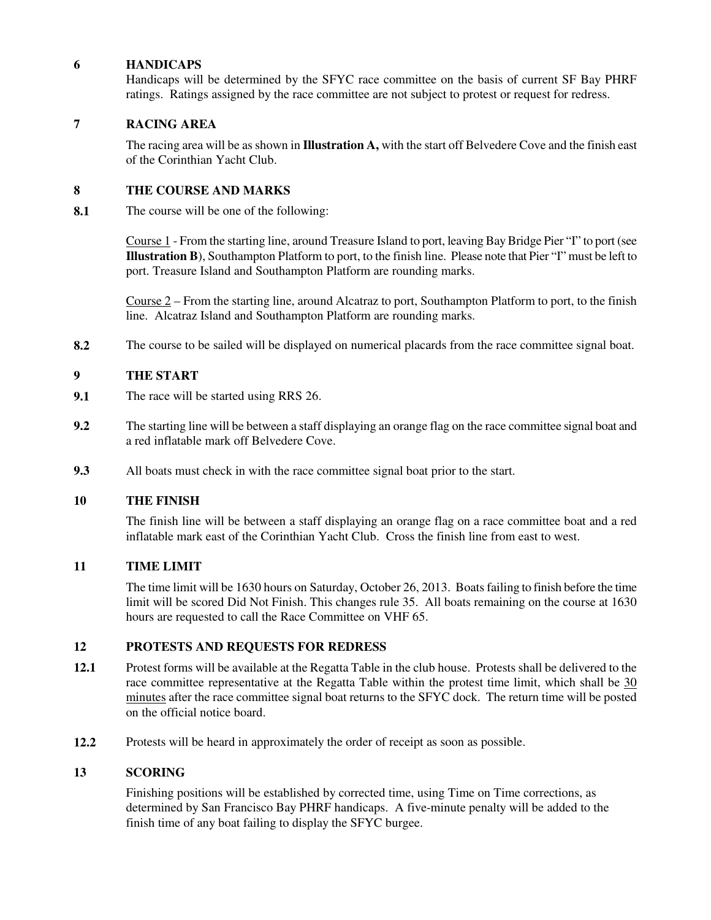## 6 HANDICAPS

Handicaps will be determined by the SFYC race committee on the basis of current SF Bay PHRF ratings. Ratings assigned by the race committee are not subject to protest or request for redress.

## 7 RACING AREA

The racing area will be as shown in **Illustration A,** with the start off Belvedere Cove and the finish east of the Corinthian Yacht Club.

## 8 THE COURSE AND MARKS

**8.1** The course will be one of the following:

Course 1 - From the starting line, around Treasure Island to port, leaving Bay Bridge Pier "I" to port (see **Illustration B**), Southampton Platform to port, to the finish line. Please note that Pier "I" must be left to port. Treasure Island and Southampton Platform are rounding marks.

Course 2 – From the starting line, around Alcatraz to port, Southampton Platform to port, to the finish line. Alcatraz Island and Southampton Platform are rounding marks.

**8.2** The course to be sailed will be displayed on numerical placards from the race committee signal boat.

## 9 THE START

**9.1** The race will be started using RRS 26.

**9.2** The starting line will be between a staff displaying an orange flag on the race committee signal boat and a red inflatable mark off Belvedere Cove.

**9.3** All boats must check in with the race committee signal boat prior to the start.

## 10 THE FINISH

The finish line will be between a staff displaying an orange flag on a race committee boat and a red inflatable mark east of the Corinthian Yacht Club. Cross the finish line from east to west.

## 11 TIME LIMIT

The time limit will be 1630 hours on Saturday, October 26, 2013. Boats failing to finish before the time limit will be scored Did Not Finish. This changes rule 35. All boats remaining on the course at 1630 hours are requested to call the Race Committee on VHF 65.

## 12 PROTESTS AND REQUESTS FOR REDRESS

**12.1** Protest forms will be available at the Regatta Table in the club house. Protests shall be delivered to the race committee representative at the Regatta Table within the protest time limit, which shall be 30 minutes after the race committee signal boat returns to the SFYC dock. The return time will be posted on the official notice board.

**12.2** Protests will be heard in approximately the order of receipt as soon as possible.

## 13 SCORING

Finishing positions will be established by corrected time, using Time on Time corrections, as determined by San Francisco Bay PHRF handicaps. A five-minute penalty will be added to the finish time of any boat failing to display the SFYC burgee.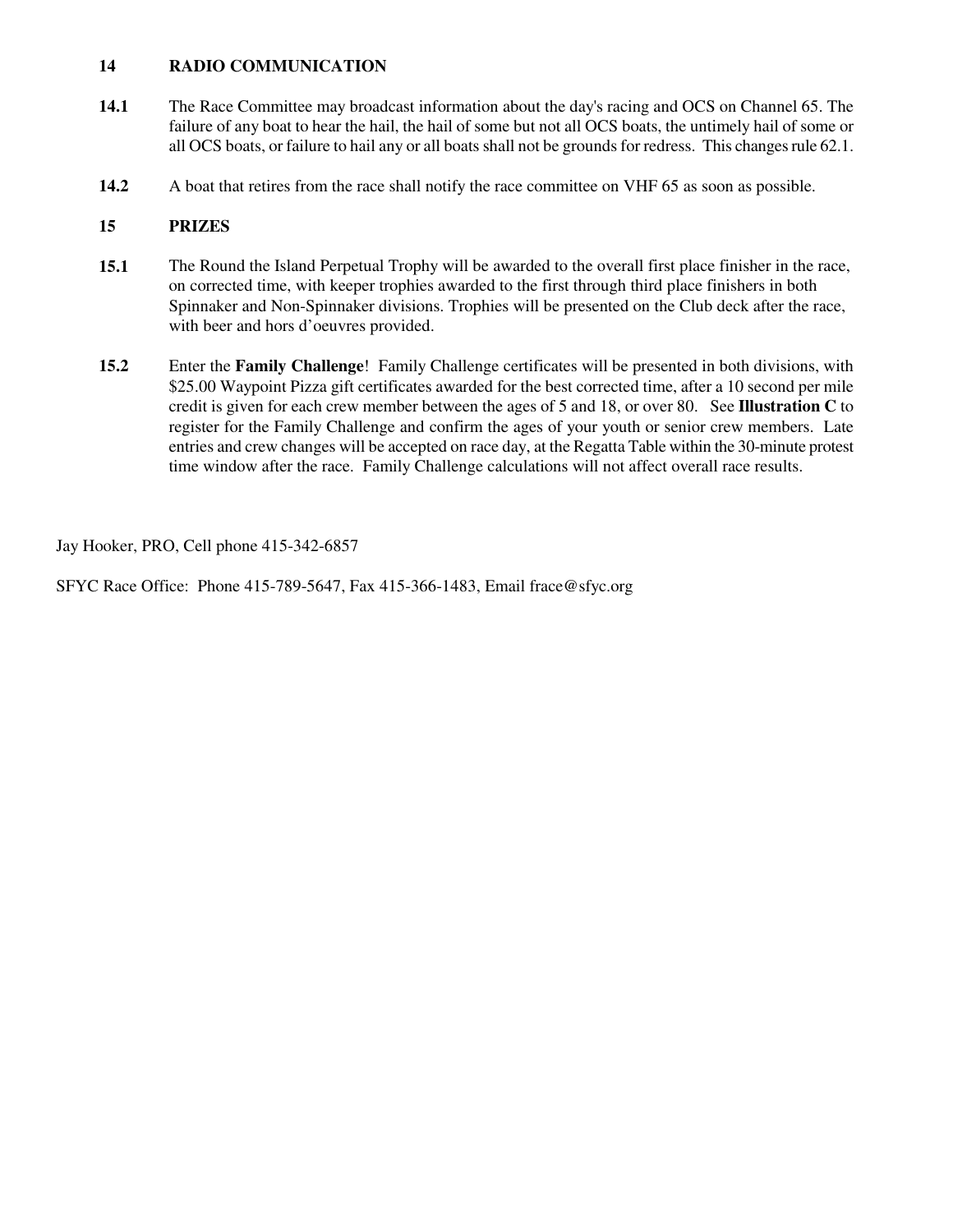## 14 RADIO COMMUNICATION

**14.1** The Race Committee may broadcast information about the day's racing and OCS on Channel 65. The failure of any boat to hear the hail, the hail of some but not all OCS boats, the untimely hail of some or all OCS boats, or failure to hail any or all boats shall not be grounds for redress. This changes rule 62.1.

**14.2** A boat that retires from the race shall notify the race committee on VHF 65 as soon as possible.

## 15 PRIZES

**15.1** The Round the Island Perpetual Trophy will be awarded to the overall first place finisher in the race, on corrected time, with keeper trophies awarded to the first through third place finishers in both Spinnaker and Non-Spinnaker divisions. Trophies will be presented on the Club deck after the race, with beer and hors d'oeuvres provided.

**15.2** Enter the **Family Challenge**! Family Challenge certificates will be presented in both divisions, with $25.00 Waypoint Pizza gift certificates awarded for the best corrected time, after a 10 second per mile credit is given for each crew member between the ages of 5 and 18, or over 80. See **Illustration C** to register for the Family Challenge and confirm the ages of your youth or senior crew members. Late entries and crew changes will be accepted on race day, at the Regatta Table within the 30-minute protest time window after the race. Family Challenge calculations will not affect overall race results.

Jay Hooker, PRO, Cell phone 415-342-6857

SFYC Race Office: Phone 415-789-5647, Fax 415-366-1483, Email frace@sfyc.org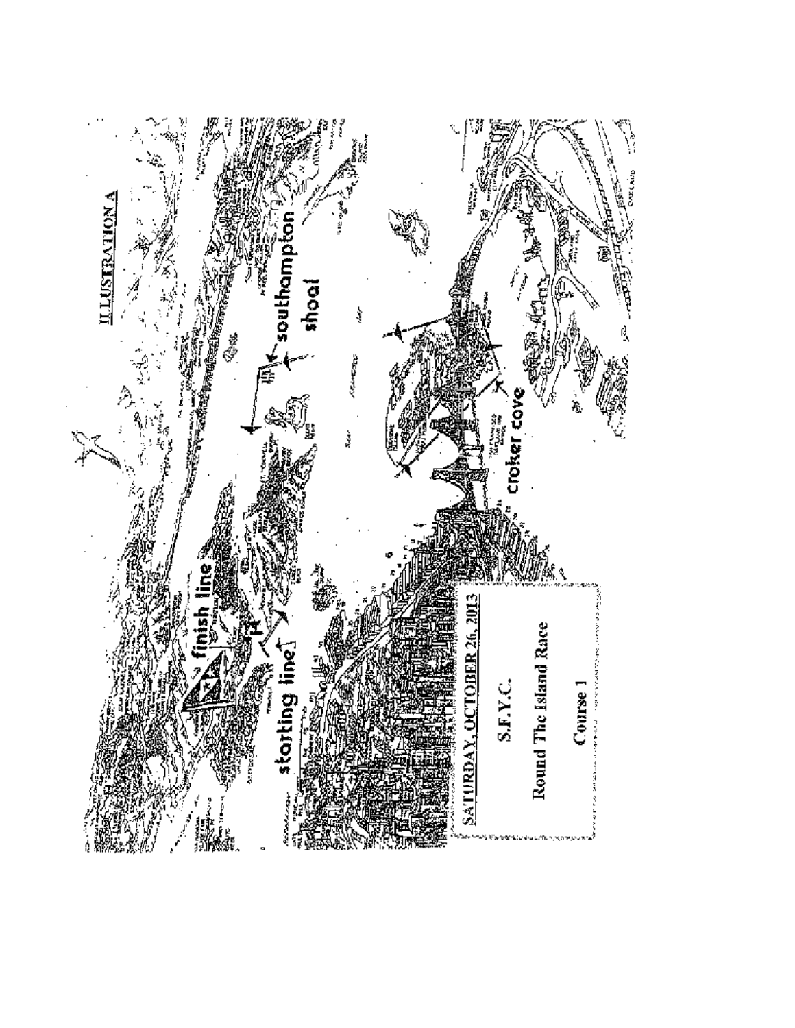## ILLUSTRATION A

finish line

starting line

southampton shoal

croker cove

**SATURDAY, OCTOBER 26, 2013**

S.F.Y.C.

Round The Island Race

Course 1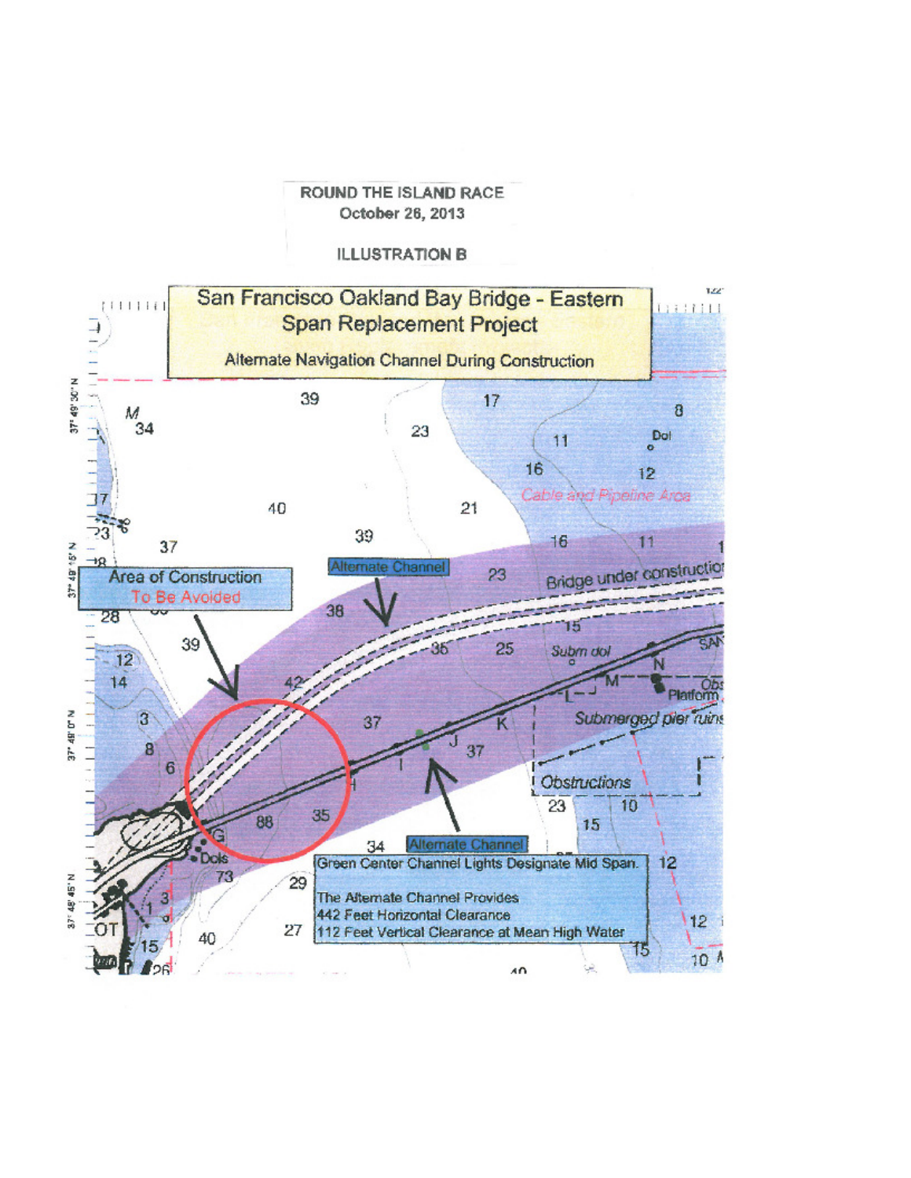ROUND THE ISLAND RACE
October 26, 2013

ILLUSTRATION B

San Francisco Oakland Bay Bridge - Eastern Span Replacement Project

Alternate Navigation Channel During Construction

Area of Construction To Be Avoided

Alternate Channel

Bridge under construction

Cable and Pipeline Area

Submerged pier ruins

Obstructions

Platform

Alternate Channel

Green Center Channel Lights Designate Mid Span.

The Alternate Channel Provides
442 Feet Horizontal Clearance
112 Feet Vertical Clearance at Mean High Water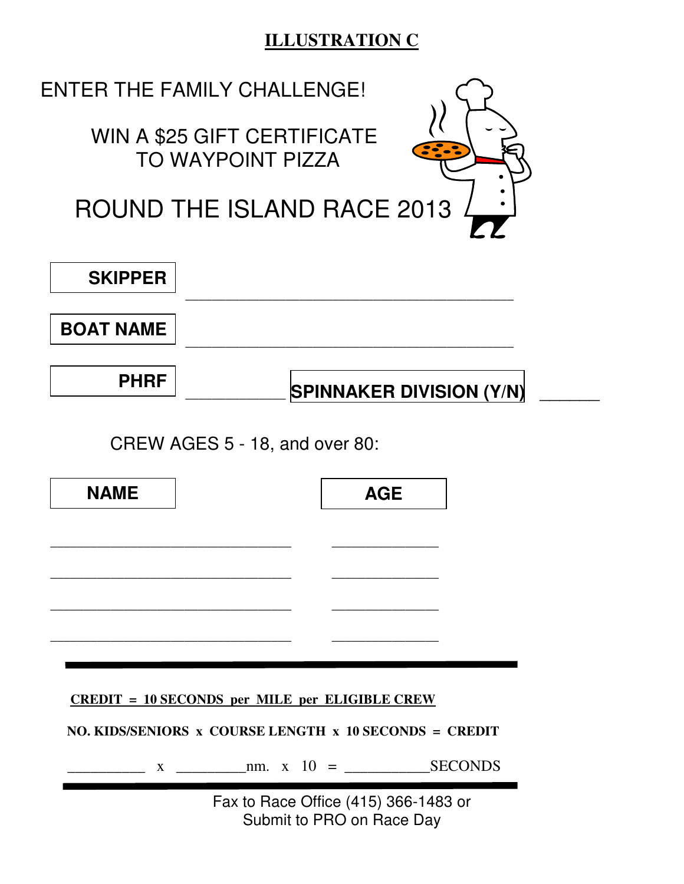# ILLUSTRATION C

ENTER THE FAMILY CHALLENGE!

WIN A $25 GIFT CERTIFICATE
TO WAYPOINT PIZZA

ROUND THE ISLAND RACE 2013

**SKIPPER** ____________________________________

**BOAT NAME** ____________________________________

**PHRF** ___________ **SPINNAKER DIVISION (Y/N)** ______

CREW AGES 5 - 18, and over 80:

| **NAME** | **AGE** |
|---|---|
| ______________________________ | _____________ |
| ______________________________ | _____________ |
| ______________________________ | _____________ |
| ______________________________ | _____________ |

**CREDIT = 10 SECONDS per MILE per ELIGIBLE CREW**

**NO. KIDS/SENIORS x COURSE LENGTH x 10 SECONDS = CREDIT**

__________ x _________nm. x 10 = ___________SECONDS

Fax to Race Office (415) 366-1483 or
Submit to PRO on Race Day